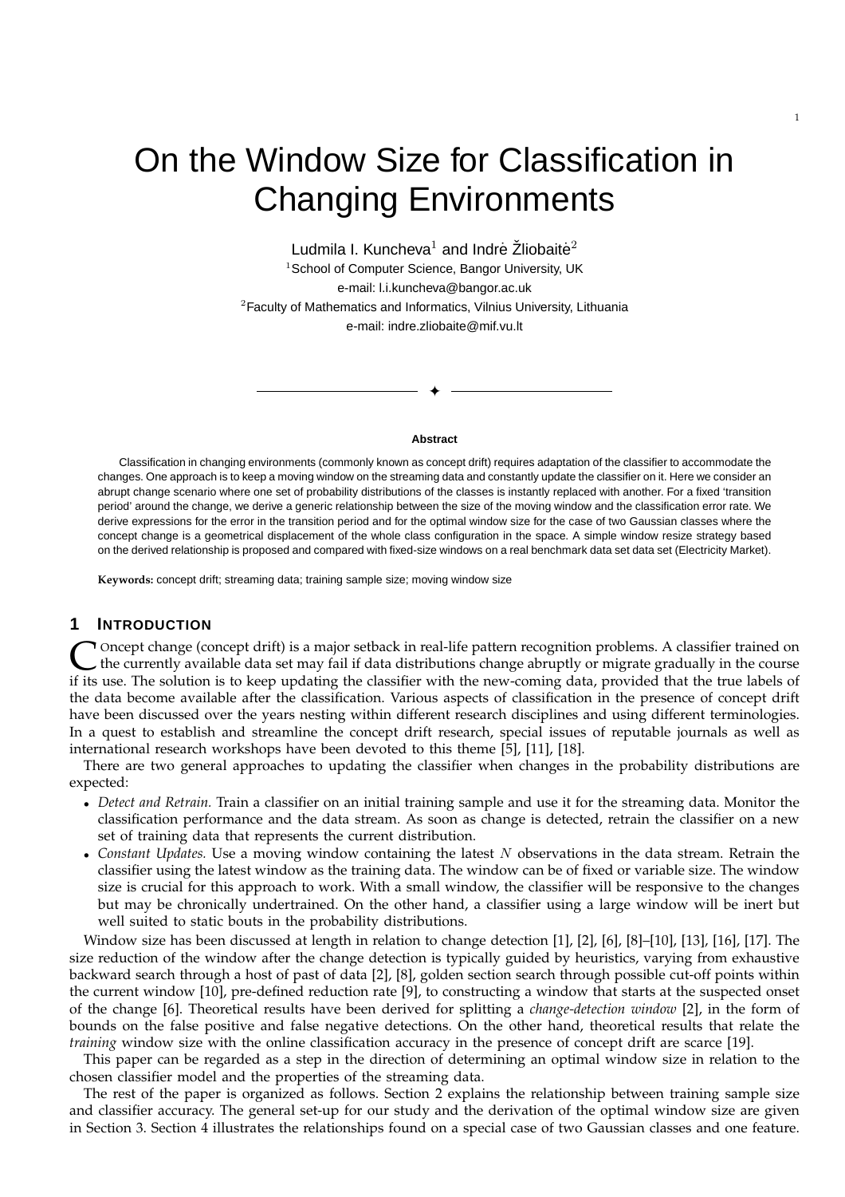# On the Window Size for Classification in Changing Environments

Ludmila I. Kuncheva[1] and Indrė Žliobaitė[2]

[1]School of Computer Science, Bangor University, UK

e-mail: l.i.kuncheva@bangor.ac.uk

[2]Faculty of Mathematics and Informatics, Vilnius University, Lithuania

e-mail: indre.zliobaite@mif.vu.lt

✦

**Abstract**

Classification in changing environments (commonly known as concept drift) requires adaptation of the classifier to accommodate the changes. One approach is to keep a moving window on the streaming data and constantly update the classifier on it. Here we consider an abrupt change scenario where one set of probability distributions of the classes is instantly replaced with another. For a fixed 'transition period' around the change, we derive a generic relationship between the size of the moving window and the classification error rate. We derive expressions for the error in the transition period and for the optimal window size for the case of two Gaussian classes where the concept change is a geometrical displacement of the whole class configuration in the space. A simple window resize strategy based on the derived relationship is proposed and compared with fixed-size windows on a real benchmark data set data set (Electricity Market).

**Keywords:** concept drift; streaming data; training sample size; moving window size

## 1 Introduction

Concept change (concept drift) is a major setback in real-life pattern recognition problems. A classifier trained on the currently available data set may fail if data distributions change abruptly or migrate gradually in the course if its use. The solution is to keep updating the classifier with the new-coming data, provided that the true labels of the data become available after the classification. Various aspects of classification in the presence of concept drift have been discussed over the years nesting within different research disciplines and using different terminologies. In a quest to establish and streamline the concept drift research, special issues of reputable journals as well as international research workshops have been devoted to this theme [5], [11], [18].

There are two general approaches to updating the classifier when changes in the probability distributions are expected:

- *Detect and Retrain.* Train a classifier on an initial training sample and use it for the streaming data. Monitor the classification performance and the data stream. As soon as change is detected, retrain the classifier on a new set of training data that represents the current distribution.
- *Constant Updates.* Use a moving window containing the latest $N$ observations in the data stream. Retrain the classifier using the latest window as the training data. The window can be of fixed or variable size. The window size is crucial for this approach to work. With a small window, the classifier will be responsive to the changes but may be chronically undertrained. On the other hand, a classifier using a large window will be inert but well suited to static bouts in the probability distributions.

Window size has been discussed at length in relation to change detection [1], [2], [6], [8]–[10], [13], [16], [17]. The size reduction of the window after the change detection is typically guided by heuristics, varying from exhaustive backward search through a host of past of data [2], [8], golden section search through possible cut-off points within the current window [10], pre-defined reduction rate [9], to constructing a window that starts at the suspected onset of the change [6]. Theoretical results have been derived for splitting a *change-detection window* [2], in the form of bounds on the false positive and false negative detections. On the other hand, theoretical results that relate the *training* window size with the online classification accuracy in the presence of concept drift are scarce [19].

This paper can be regarded as a step in the direction of determining an optimal window size in relation to the chosen classifier model and the properties of the streaming data.

The rest of the paper is organized as follows. Section 2 explains the relationship between training sample size and classifier accuracy. The general set-up for our study and the derivation of the optimal window size are given in Section 3. Section 4 illustrates the relationships found on a special case of two Gaussian classes and one feature.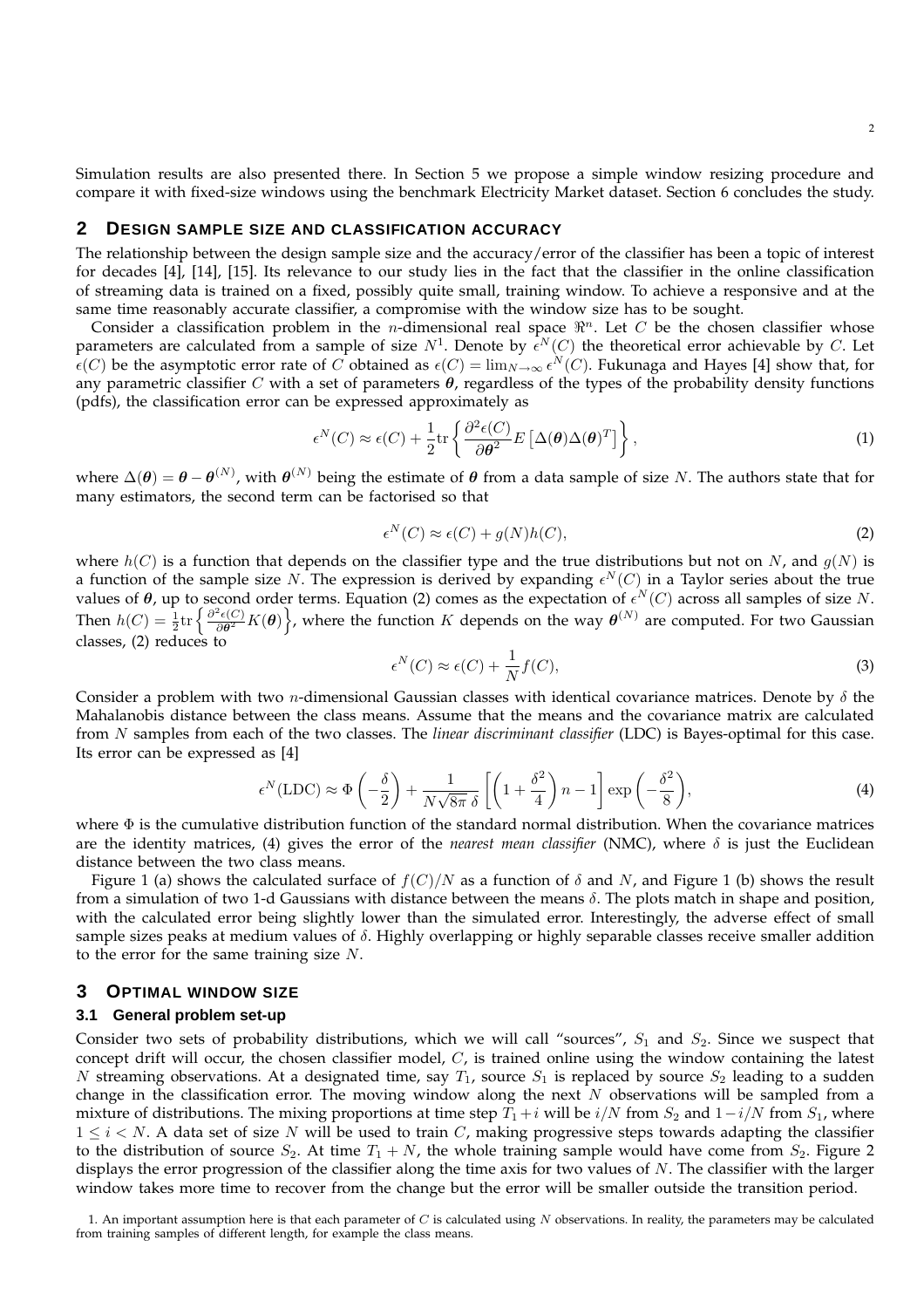Simulation results are also presented there. In Section 5 we propose a simple window resizing procedure and compare it with fixed-size windows using the benchmark Electricity Market dataset. Section 6 concludes the study.

## 2 Design sample size and classification accuracy

The relationship between the design sample size and the accuracy/error of the classifier has been a topic of interest for decades [4], [14], [15]. Its relevance to our study lies in the fact that the classifier in the online classification of streaming data is trained on a fixed, possibly quite small, training window. To achieve a responsive and at the same time reasonably accurate classifier, a compromise with the window size has to be sought.

Consider a classification problem in the $n$-dimensional real space $\Re^n$. Let $C$ be the chosen classifier whose parameters are calculated from a sample of size $N$[1]. Denote by $\epsilon^N(C)$ the theoretical error achievable by $C$. Let $\epsilon(C)$ be the asymptotic error rate of $C$ obtained as $\epsilon(C) = \lim_{N\to\infty} \epsilon^N(C)$. Fukunaga and Hayes [4] show that, for any parametric classifier $C$ with a set of parameters $\boldsymbol{\theta}$, regardless of the types of the probability density functions (pdfs), the classification error can be expressed approximately as

$$\epsilon^N(C) \approx \epsilon(C) + \frac{1}{2}\mathrm{tr}\left\{ \frac{\partial^2 \epsilon(C)}{\partial \boldsymbol{\theta}^2} E\left[\Delta(\boldsymbol{\theta})\Delta(\boldsymbol{\theta})^T\right] \right\}, \tag{1}$$

where $\Delta(\boldsymbol{\theta}) = \boldsymbol{\theta} - \boldsymbol{\theta}^{(N)}$, with $\boldsymbol{\theta}^{(N)}$ being the estimate of $\boldsymbol{\theta}$ from a data sample of size $N$. The authors state that for many estimators, the second term can be factorised so that

$$\epsilon^N(C) \approx \epsilon(C) + g(N)h(C), \tag{2}$$

where $h(C)$ is a function that depends on the classifier type and the true distributions but not on $N$, and $g(N)$ is a function of the sample size $N$. The expression is derived by expanding $\epsilon^N(C)$ in a Taylor series about the true values of $\boldsymbol{\theta}$, up to second order terms. Equation (2) comes as the expectation of $\epsilon^N(C)$ across all samples of size $N$. Then $h(C) = \frac{1}{2}\mathrm{tr}\left\{\frac{\partial^2\epsilon(C)}{\partial\boldsymbol{\theta}^2}K(\boldsymbol{\theta})\right\}$, where the function $K$ depends on the way $\boldsymbol{\theta}^{(N)}$ are computed. For two Gaussian classes, (2) reduces to

$$\epsilon^N(C) \approx \epsilon(C) + \frac{1}{N} f(C), \tag{3}$$

Consider a problem with two $n$-dimensional Gaussian classes with identical covariance matrices. Denote by $\delta$ the Mahalanobis distance between the class means. Assume that the means and the covariance matrix are calculated from $N$ samples from each of the two classes. The *linear discriminant classifier* (LDC) is Bayes-optimal for this case. Its error can be expressed as [4]

$$\epsilon^N(\mathrm{LDC}) \approx \Phi\left(-\frac{\delta}{2}\right) + \frac{1}{N\sqrt{8\pi}\,\delta}\left[\left(1 + \frac{\delta^2}{4}\right)n - 1\right]\exp\left(-\frac{\delta^2}{8}\right), \tag{4}$$

where $\Phi$ is the cumulative distribution function of the standard normal distribution. When the covariance matrices are the identity matrices, (4) gives the error of the *nearest mean classifier* (NMC), where $\delta$ is just the Euclidean distance between the two class means.

Figure 1 (a) shows the calculated surface of $f(C)/N$ as a function of $\delta$ and $N$, and Figure 1 (b) shows the result from a simulation of two 1-d Gaussians with distance between the means $\delta$. The plots match in shape and position, with the calculated error being slightly lower than the simulated error. Interestingly, the adverse effect of small sample sizes peaks at medium values of $\delta$. Highly overlapping or highly separable classes receive smaller addition to the error for the same training size $N$.

## 3 Optimal window size

### 3.1 General problem set-up

Consider two sets of probability distributions, which we will call "sources", $S_1$ and $S_2$. Since we suspect that concept drift will occur, the chosen classifier model, $C$, is trained online using the window containing the latest $N$ streaming observations. At a designated time, say $T_1$, source $S_1$ is replaced by source $S_2$ leading to a sudden change in the classification error. The moving window along the next $N$ observations will be sampled from a mixture of distributions. The mixing proportions at time step $T_1 + i$ will be $i/N$ from $S_2$ and $1 - i/N$ from $S_1$, where $1 \le i < N$. A data set of size $N$ will be used to train $C$, making progressive steps towards adapting the classifier to the distribution of source $S_2$. At time $T_1 + N$, the whole training sample would have come from $S_2$. Figure 2 displays the error progression of the classifier along the time axis for two values of $N$. The classifier with the larger window takes more time to recover from the change but the error will be smaller outside the transition period.

1. An important assumption here is that each parameter of $C$ is calculated using $N$ observations. In reality, the parameters may be calculated from training samples of different length, for example the class means.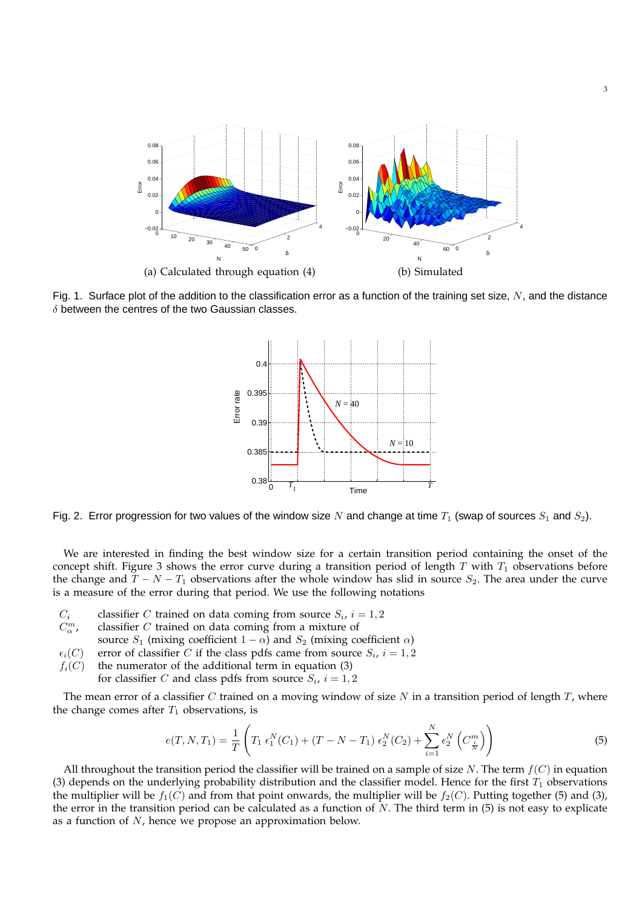(a) Calculated through equation (4)

(b) Simulated

Fig. 1. Surface plot of the addition to the classification error as a function of the training set size, $N$, and the distance $\delta$ between the centres of the two Gaussian classes.

Fig. 2. Error progression for two values of the window size $N$ and change at time $T_1$ (swap of sources $S_1$ and $S_2$).

We are interested in finding the best window size for a certain transition period containing the onset of the concept shift. Figure 3 shows the error curve during a transition period of length $T$ with $T_1$ observations before the change and $T - N - T_1$ observations after the whole window has slid in source $S_2$. The area under the curve is a measure of the error during that period. We use the following notations

- $C_i$ classifier $C$ trained on data coming from source $S_i$, $i = 1, 2$
- $C^m_\alpha$, classifier $C$ trained on data coming from a mixture of source $S_1$ (mixing coefficient $1 - \alpha$) and $S_2$ (mixing coefficient $\alpha$)
- $\epsilon_i(C)$ error of classifier $C$ if the class pdfs came from source $S_i$, $i = 1, 2$
- $f_i(C)$ the numerator of the additional term in equation (3) for classifier $C$ and class pdfs from source $S_i$, $i = 1, 2$

The mean error of a classifier $C$ trained on a moving window of size $N$ in a transition period of length $T$, where the change comes after $T_1$ observations, is

$$e(T, N, T_1) = \frac{1}{T}\left(T_1\ \epsilon^N_1(C_1) + (T - N - T_1)\ \epsilon^N_2(C_2) + \sum_{i=1}^{N} \epsilon^N_2\left(C^m_{\frac{i}{N}}\right)\right) \tag{5}$$

All throughout the transition period the classifier will be trained on a sample of size $N$. The term $f(C)$ in equation (3) depends on the underlying probability distribution and the classifier model. Hence for the first $T_1$ observations the multiplier will be $f_1(C)$ and from that point onwards, the multiplier will be $f_2(C)$. Putting together (5) and (3), the error in the transition period can be calculated as a function of $N$. The third term in (5) is not easy to explicate as a function of $N$, hence we propose an approximation below.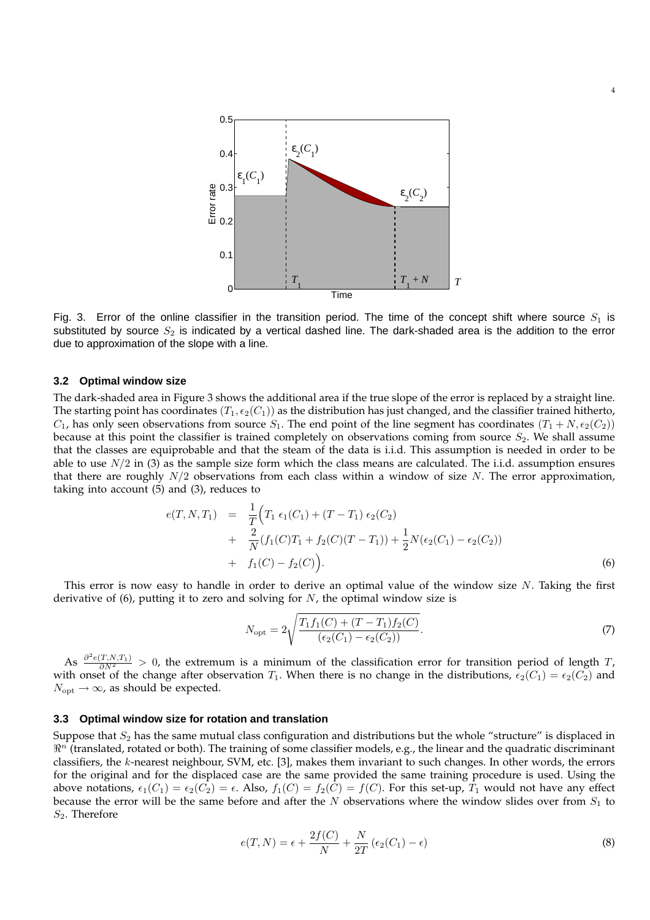Fig. 3. Error of the online classifier in the transition period. The time of the concept shift where source $S_1$ is substituted by source $S_2$ is indicated by a vertical dashed line. The dark-shaded area is the addition to the error due to approximation of the slope with a line.

### 3.2 Optimal window size

The dark-shaded area in Figure 3 shows the additional area if the true slope of the error is replaced by a straight line. The starting point has coordinates $(T_1, \epsilon_2(C_1))$ as the distribution has just changed, and the classifier trained hitherto, $C_1$, has only seen observations from source $S_1$. The end point of the line segment has coordinates $(T_1 + N, \epsilon_2(C_2))$ because at this point the classifier is trained completely on observations coming from source $S_2$. We shall assume that the classes are equiprobable and that the steam of the data is i.i.d. This assumption is needed in order to be able to use $N/2$ in (3) as the sample size form which the class means are calculated. The i.i.d. assumption ensures that there are roughly $N/2$ observations from each class within a window of size $N$. The error approximation, taking into account (5) and (3), reduces to

$$
\begin{aligned}
e(T, N, T_1) &= \frac{1}{T}\Big(T_1\ \epsilon_1(C_1) + (T - T_1)\ \epsilon_2(C_2) \\
&+ \frac{2}{N}(f_1(C)T_1 + f_2(C)(T - T_1)) + \frac{1}{2}N(\epsilon_2(C_1) - \epsilon_2(C_2)) \\
&+ f_1(C) - f_2(C)\Big).
\end{aligned} \tag{6}
$$

This error is now easy to handle in order to derive an optimal value of the window size $N$. Taking the first derivative of (6), putting it to zero and solving for $N$, the optimal window size is

$$
N_{\text{opt}} = 2\sqrt{\frac{T_1 f_1(C) + (T - T_1) f_2(C)}{(\epsilon_2(C_1) - \epsilon_2(C_2))}}. \tag{7}
$$

As $\frac{\partial^2 e(T,N,T_1)}{\partial N^2} > 0$, the extremum is a minimum of the classification error for transition period of length $T$, with onset of the change after observation $T_1$. When there is no change in the distributions, $\epsilon_2(C_1) = \epsilon_2(C_2)$ and $N_{\text{opt}} \to \infty$, as should be expected.

### 3.3 Optimal window size for rotation and translation

Suppose that $S_2$ has the same mutual class configuration and distributions but the whole "structure" is displaced in $\Re^n$ (translated, rotated or both). The training of some classifier models, e.g., the linear and the quadratic discriminant classifiers, the $k$-nearest neighbour, SVM, etc. [3], makes them invariant to such changes. In other words, the errors for the original and for the displaced case are the same provided the same training procedure is used. Using the above notations, $\epsilon_1(C_1) = \epsilon_2(C_2) = \epsilon$. Also, $f_1(C) = f_2(C) = f(C)$. For this set-up, $T_1$ would not have any effect because the error will be the same before and after the $N$ observations where the window slides over from $S_1$ to $S_2$. Therefore

$$
e(T, N) = \epsilon + \frac{2f(C)}{N} + \frac{N}{2T}\left(\epsilon_2(C_1) - \epsilon\right) \tag{8}
$$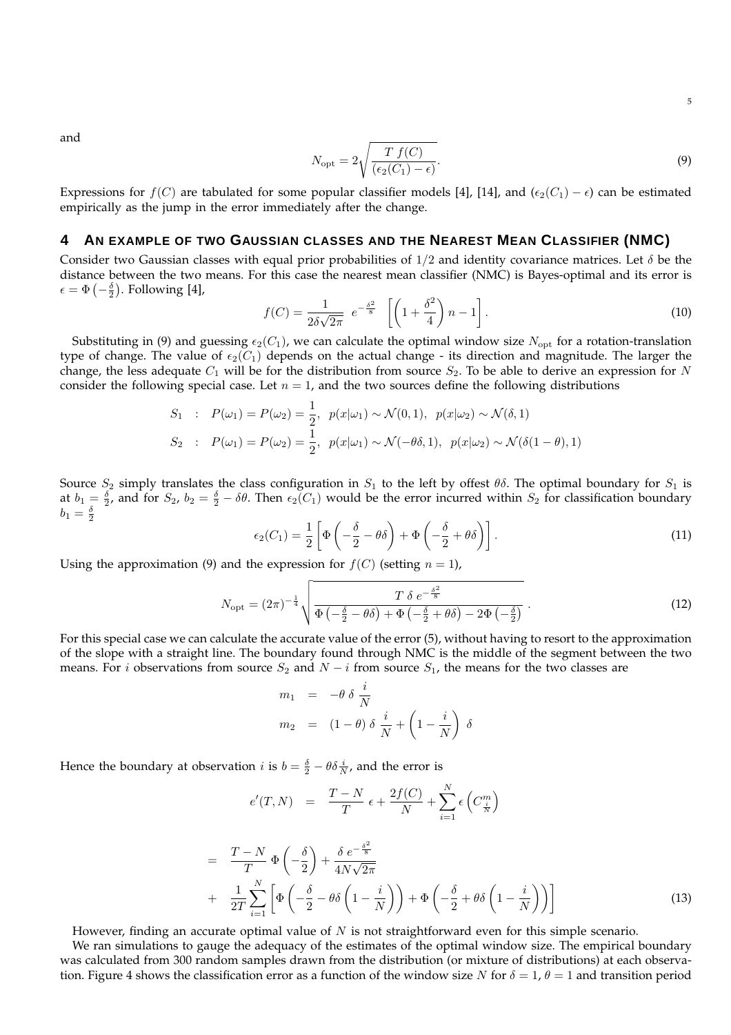and

$$N_{\rm opt} = 2\sqrt{\frac{T\ f(C)}{(\epsilon_2(C_1) - \epsilon)}}. \tag{9}$$

Expressions for $f(C)$ are tabulated for some popular classifier models [4], [14], and $(\epsilon_2(C_1) - \epsilon)$ can be estimated empirically as the jump in the error immediately after the change.

## 4 An example of two Gaussian classes and the Nearest Mean Classifier (NMC)

Consider two Gaussian classes with equal prior probabilities of $1/2$ and identity covariance matrices. Let $\delta$ be the distance between the two means. For this case the nearest mean classifier (NMC) is Bayes-optimal and its error is $\epsilon = \Phi\left(-\frac{\delta}{2}\right)$. Following [4],

$$f(C) = \frac{1}{2\delta\sqrt{2\pi}}\ e^{-\frac{\delta^2}{8}}\ \left[\left(1 + \frac{\delta^2}{4}\right)n - 1\right]. \tag{10}$$

Substituting in (9) and guessing $\epsilon_2(C_1)$, we can calculate the optimal window size $N_{\rm opt}$ for a rotation-translation type of change. The value of $\epsilon_2(C_1)$ depends on the actual change - its direction and magnitude. The larger the change, the less adequate $C_1$ will be for the distribution from source $S_2$. To be able to derive an expression for $N$ consider the following special case. Let $n = 1$, and the two sources define the following distributions

$$\begin{aligned}
S_1 &: \ P(\omega_1) = P(\omega_2) = \frac{1}{2},\ \ p(x|\omega_1) \sim \mathcal{N}(0, 1),\ \ p(x|\omega_2) \sim \mathcal{N}(\delta, 1) \\
S_2 &: \ P(\omega_1) = P(\omega_2) = \frac{1}{2},\ \ p(x|\omega_1) \sim \mathcal{N}(-\theta\delta, 1),\ \ p(x|\omega_2) \sim \mathcal{N}(\delta(1-\theta), 1)
\end{aligned}$$

Source $S_2$ simply translates the class configuration in $S_1$ to the left by offest $\theta\delta$. The optimal boundary for $S_1$ is at $b_1 = \frac{\delta}{2}$, and for $S_2$, $b_2 = \frac{\delta}{2} - \delta\theta$. Then $\epsilon_2(C_1)$ would be the error incurred within $S_2$ for classification boundary $b_1 = \frac{\delta}{2}$

$$\epsilon_2(C_1) = \frac{1}{2}\left[\Phi\left(-\frac{\delta}{2} - \theta\delta\right) + \Phi\left(-\frac{\delta}{2} + \theta\delta\right)\right]. \tag{11}$$

Using the approximation (9) and the expression for $f(C)$ (setting $n = 1$),

$$N_{\rm opt} = (2\pi)^{-\frac{1}{4}}\sqrt{\frac{T\ \delta\ e^{-\frac{\delta^2}{8}}}{\Phi\left(-\frac{\delta}{2} - \theta\delta\right) + \Phi\left(-\frac{\delta}{2} + \theta\delta\right) - 2\Phi\left(-\frac{\delta}{2}\right)}}\ . \tag{12}$$

For this special case we can calculate the accurate value of the error (5), without having to resort to the approximation of the slope with a straight line. The boundary found through NMC is the middle of the segment between the two means. For $i$ observations from source $S_2$ and $N - i$ from source $S_1$, the means for the two classes are

$$\begin{aligned}
m_1 &= -\theta\ \delta\ \frac{i}{N} \\
m_2 &= (1-\theta)\ \delta\ \frac{i}{N} + \left(1 - \frac{i}{N}\right)\ \delta
\end{aligned}$$

Hence the boundary at observation $i$ is $b = \frac{\delta}{2} - \theta\delta\frac{i}{N}$, and the error is

$$\begin{aligned}
e'(T,N) &= \frac{T-N}{T}\ \epsilon + \frac{2f(C)}{N} + \sum_{i=1}^{N}\epsilon\left(C^{m}_{\frac{i}{N}}\right) \\
&= \frac{T-N}{T}\ \Phi\left(-\frac{\delta}{2}\right) + \frac{\delta\ e^{-\frac{\delta^2}{8}}}{4N\sqrt{2\pi}} \\
&+ \frac{1}{2T}\sum_{i=1}^{N}\left[\Phi\left(-\frac{\delta}{2} - \theta\delta\left(1 - \frac{i}{N}\right)\right) + \Phi\left(-\frac{\delta}{2} + \theta\delta\left(1 - \frac{i}{N}\right)\right)\right]
\end{aligned} \tag{13}$$

However, finding an accurate optimal value of $N$ is not straightforward even for this simple scenario.

We ran simulations to gauge the adequacy of the estimates of the optimal window size. The empirical boundary was calculated from 300 random samples drawn from the distribution (or mixture of distributions) at each observation. Figure 4 shows the classification error as a function of the window size $N$ for $\delta = 1$, $\theta = 1$ and transition period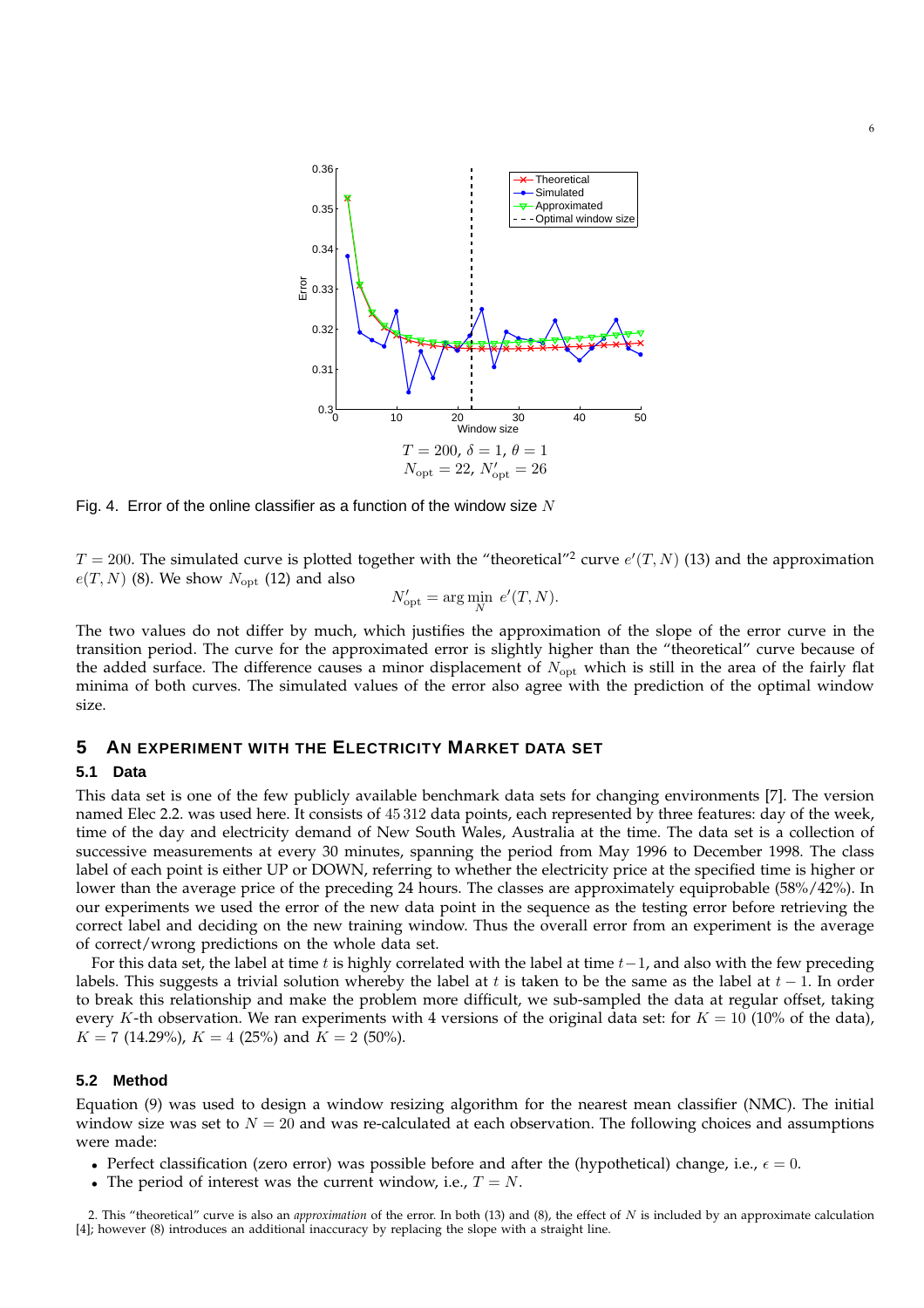$T = 200,\ \delta = 1,\ \theta = 1$
$N_{\text{opt}} = 22,\ N'_{\text{opt}} = 26$

Fig. 4. Error of the online classifier as a function of the window size $N$

$T = 200$. The simulated curve is plotted together with the "theoretical"[2] curve $e'(T,N)$ (13) and the approximation $e(T,N)$ (8). We show $N_{\text{opt}}$ (12) and also

$$N'_{\text{opt}} = \arg\min_{N}\ e'(T,N).$$

The two values do not differ by much, which justifies the approximation of the slope of the error curve in the transition period. The curve for the approximated error is slightly higher than the "theoretical" curve because of the added surface. The difference causes a minor displacement of $N_{\text{opt}}$ which is still in the area of the fairly flat minima of both curves. The simulated values of the error also agree with the prediction of the optimal window size.

## 5 An experiment with the Electricity Market data set

### 5.1 Data

This data set is one of the few publicly available benchmark data sets for changing environments [7]. The version named Elec 2.2. was used here. It consists of 45 312 data points, each represented by three features: day of the week, time of the day and electricity demand of New South Wales, Australia at the time. The data set is a collection of successive measurements at every 30 minutes, spanning the period from May 1996 to December 1998. The class label of each point is either UP or DOWN, referring to whether the electricity price at the specified time is higher or lower than the average price of the preceding 24 hours. The classes are approximately equiprobable (58%/42%). In our experiments we used the error of the new data point in the sequence as the testing error before retrieving the correct label and deciding on the new training window. Thus the overall error from an experiment is the average of correct/wrong predictions on the whole data set.

For this data set, the label at time $t$ is highly correlated with the label at time $t-1$, and also with the few preceding labels. This suggests a trivial solution whereby the label at $t$ is taken to be the same as the label at $t-1$. In order to break this relationship and make the problem more difficult, we sub-sampled the data at regular offset, taking every $K$-th observation. We ran experiments with 4 versions of the original data set: for $K = 10$ (10% of the data), $K = 7$ (14.29%), $K = 4$ (25%) and $K = 2$ (50%).

### 5.2 Method

Equation (9) was used to design a window resizing algorithm for the nearest mean classifier (NMC). The initial window size was set to $N = 20$ and was re-calculated at each observation. The following choices and assumptions were made:

- Perfect classification (zero error) was possible before and after the (hypothetical) change, i.e., $\epsilon = 0$.
- The period of interest was the current window, i.e., $T = N$.

2. This "theoretical" curve is also an *approximation* of the error. In both (13) and (8), the effect of $N$ is included by an approximate calculation [4]; however (8) introduces an additional inaccuracy by replacing the slope with a straight line.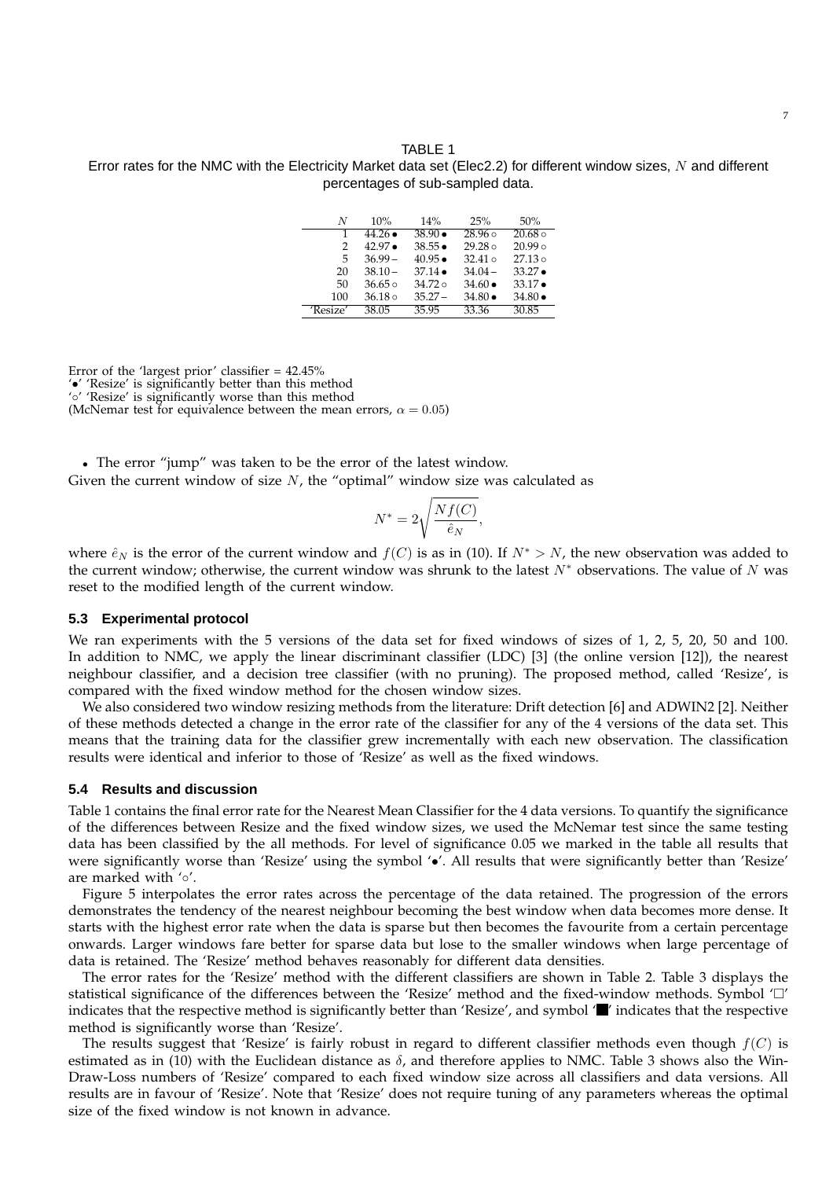TABLE 1
Error rates for the NMC with the Electricity Market data set (Elec2.2) for different window sizes, $N$ and different percentages of sub-sampled data.

| $N$ | 10% | 14% | 25% | 50% |
|---|---|---|---|---|
| 1 | 44.26 • | 38.90 • | 28.96 ◦ | 20.68 ◦ |
| 2 | 42.97 • | 38.55 • | 29.28 ◦ | 20.99 ◦ |
| 5 | 36.99 – | 40.95 • | 32.41 ◦ | 27.13 ◦ |
| 20 | 38.10 – | 37.14 • | 34.04 – | 33.27 • |
| 50 | 36.65 ◦ | 34.72 ◦ | 34.60 • | 33.17 • |
| 100 | 36.18 ◦ | 35.27 – | 34.80 • | 34.80 • |
| 'Resize' | 38.05 | 35.95 | 33.36 | 30.85 |

Error of the 'largest prior' classifier = 42.45%
'•' 'Resize' is significantly better than this method
'◦' 'Resize' is significantly worse than this method
(McNemar test for equivalence between the mean errors, $\alpha = 0.05$)

- The error "jump" was taken to be the error of the latest window.

Given the current window of size $N$, the "optimal" window size was calculated as

$$N^* = 2\sqrt{\frac{Nf(C)}{\hat{e}_N}},$$

where $\hat{e}_N$ is the error of the current window and $f(C)$ is as in (10). If $N^* > N$, the new observation was added to the current window; otherwise, the current window was shrunk to the latest $N^*$ observations. The value of $N$ was reset to the modified length of the current window.

### 5.3 Experimental protocol

We ran experiments with the 5 versions of the data set for fixed windows of sizes of 1, 2, 5, 20, 50 and 100. In addition to NMC, we apply the linear discriminant classifier (LDC) [3] (the online version [12]), the nearest neighbour classifier, and a decision tree classifier (with no pruning). The proposed method, called 'Resize', is compared with the fixed window method for the chosen window sizes.

We also considered two window resizing methods from the literature: Drift detection [6] and ADWIN2 [2]. Neither of these methods detected a change in the error rate of the classifier for any of the 4 versions of the data set. This means that the training data for the classifier grew incrementally with each new observation. The classification results were identical and inferior to those of 'Resize' as well as the fixed windows.

### 5.4 Results and discussion

Table 1 contains the final error rate for the Nearest Mean Classifier for the 4 data versions. To quantify the significance of the differences between Resize and the fixed window sizes, we used the McNemar test since the same testing data has been classified by the all methods. For level of significance 0.05 we marked in the table all results that were significantly worse than 'Resize' using the symbol '•'. All results that were significantly better than 'Resize' are marked with '◦'.

Figure 5 interpolates the error rates across the percentage of the data retained. The progression of the errors demonstrates the tendency of the nearest neighbour becoming the best window when data becomes more dense. It starts with the highest error rate when the data is sparse but then becomes the favourite from a certain percentage onwards. Larger windows fare better for sparse data but lose to the smaller windows when large percentage of data is retained. The 'Resize' method behaves reasonably for different data densities.

The error rates for the 'Resize' method with the different classifiers are shown in Table 2. Table 3 displays the statistical significance of the differences between the 'Resize' method and the fixed-window methods. Symbol '□' indicates that the respective method is significantly better than 'Resize', and symbol '■' indicates that the respective method is significantly worse than 'Resize'.

The results suggest that 'Resize' is fairly robust in regard to different classifier methods even though $f(C)$ is estimated as in (10) with the Euclidean distance as $\delta$, and therefore applies to NMC. Table 3 shows also the Win-Draw-Loss numbers of 'Resize' compared to each fixed window size across all classifiers and data versions. All results are in favour of 'Resize'. Note that 'Resize' does not require tuning of any parameters whereas the optimal size of the fixed window is not known in advance.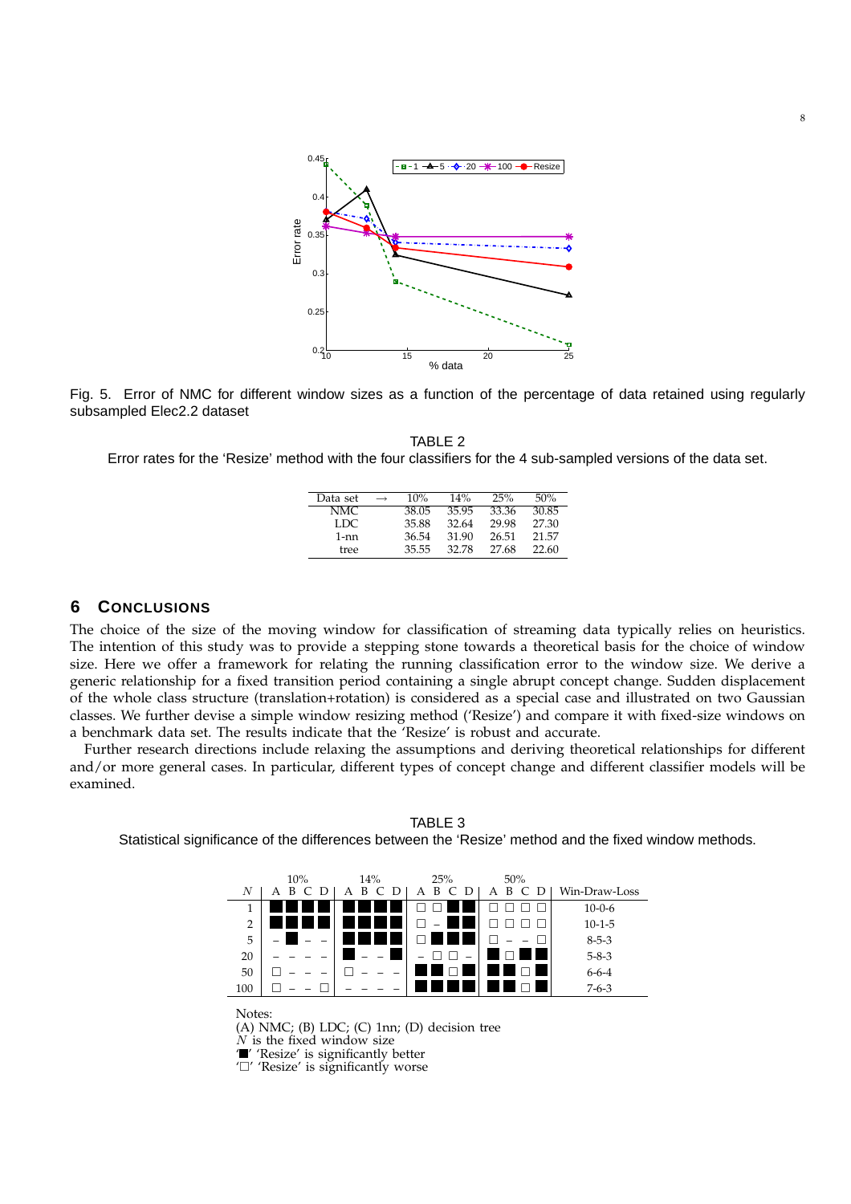Fig. 5. Error of NMC for different window sizes as a function of the percentage of data retained using regularly subsampled Elec2.2 dataset

TABLE 2
Error rates for the 'Resize' method with the four classifiers for the 4 sub-sampled versions of the data set.

| Data set | $\rightarrow$ | 10% | 14% | 25% | 50% |
|---|---|---|---|---|---|
| NMC | | 38.05 | 35.95 | 33.36 | 30.85 |
| LDC | | 35.88 | 32.64 | 29.98 | 27.30 |
| 1-nn | | 36.54 | 31.90 | 26.51 | 21.57 |
| tree | | 35.55 | 32.78 | 27.68 | 22.60 |

## 6 Conclusions

The choice of the size of the moving window for classification of streaming data typically relies on heuristics. The intention of this study was to provide a stepping stone towards a theoretical basis for the choice of window size. Here we offer a framework for relating the running classification error to the window size. We derive a generic relationship for a fixed transition period containing a single abrupt concept change. Sudden displacement of the whole class structure (translation+rotation) is considered as a special case and illustrated on two Gaussian classes. We further devise a simple window resizing method ('Resize') and compare it with fixed-size windows on a benchmark data set. The results indicate that the 'Resize' is robust and accurate.

Further research directions include relaxing the assumptions and deriving theoretical relationships for different and/or more general cases. In particular, different types of concept change and different classifier models will be examined.

TABLE 3
Statistical significance of the differences between the 'Resize' method and the fixed window methods.

| $N$ | 10% A | B | C | D | 14% A | B | C | D | 25% A | B | C | D | 50% A | B | C | D | Win-Draw-Loss |
|---|---|---|---|---|---|---|---|---|---|---|---|---|---|---|---|---|---|
| 1 | ■ | ■ | ■ | ■ | ■ | ■ | ■ | ■ | □ | □ | ■ | ■ | □ | □ | □ | □ | 10-0-6 |
| 2 | ■ | ■ | ■ | ■ | ■ | ■ | ■ | ■ | □ | – | ■ | ■ | □ | □ | □ | □ | 10-1-5 |
| 5 | – | ■ | – | – | ■ | ■ | ■ | ■ | □ | ■ | ■ | ■ | □ | – | – | □ | 8-5-3 |
| 20 | – | – | – | – | ■ | – | – | ■ | – | □ | □ | – | ■ | □ | ■ | ■ | 5-8-3 |
| 50 | □ | – | – | – | □ | – | – | – | ■ | ■ | □ | ■ | ■ | ■ | □ | ■ | 6-6-4 |
| 100 | □ | – | – | □ | – | – | – | – | ■ | ■ | ■ | ■ | ■ | ■ | □ | ■ | 7-6-3 |

Notes:
(A) NMC; (B) LDC; (C) 1nn; (D) decision tree
$N$ is the fixed window size
'■' 'Resize' is significantly better
'□' 'Resize' is significantly worse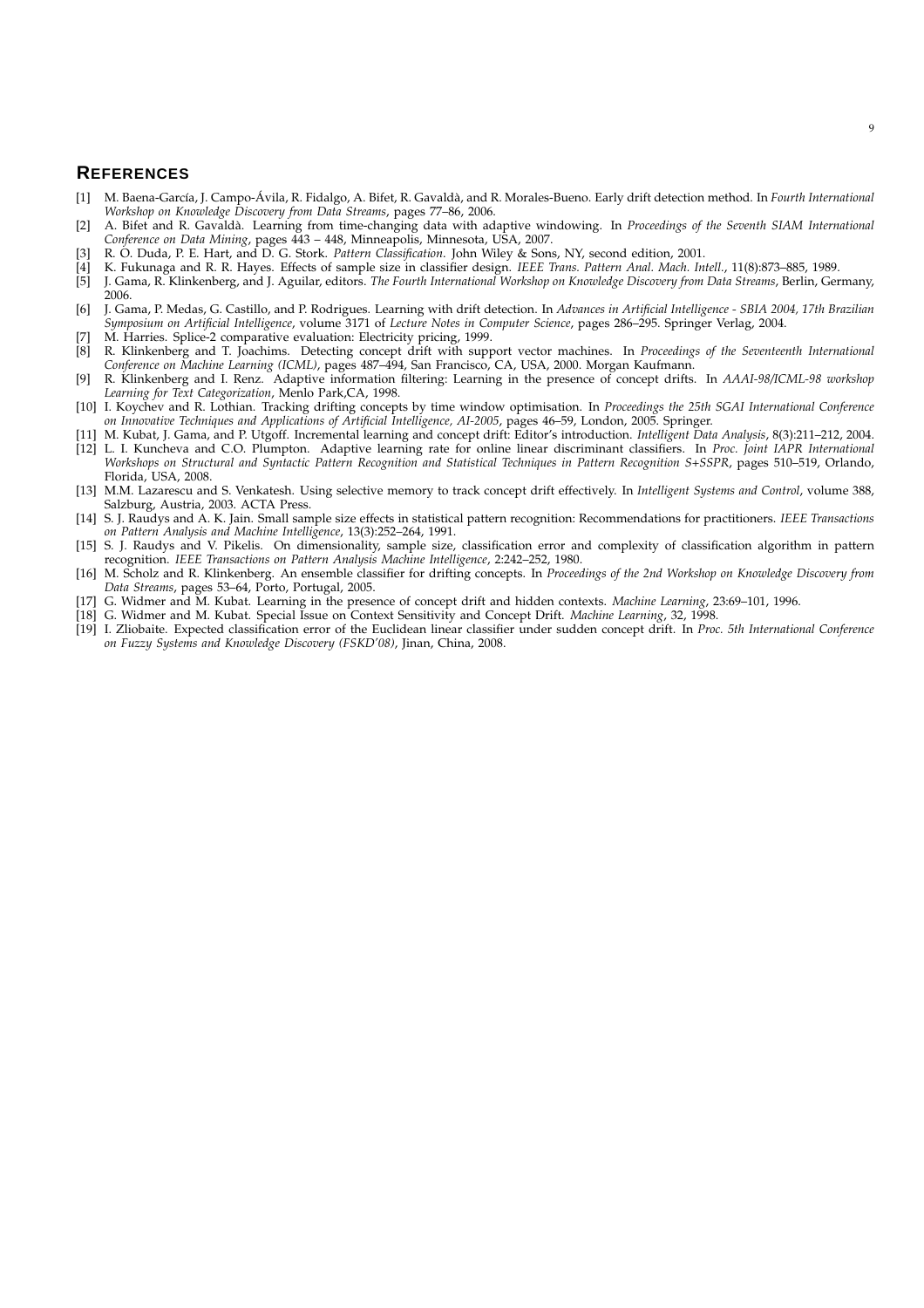## REFERENCES

[1] M. Baena-García, J. Campo-Ávila, R. Fidalgo, A. Bifet, R. Gavaldà, and R. Morales-Bueno. Early drift detection method. In *Fourth International Workshop on Knowledge Discovery from Data Streams*, pages 77–86, 2006.

[2] A. Bifet and R. Gavaldà. Learning from time-changing data with adaptive windowing. In *Proceedings of the Seventh SIAM International Conference on Data Mining*, pages 443 – 448, Minneapolis, Minnesota, USA, 2007.

[3] R. O. Duda, P. E. Hart, and D. G. Stork. *Pattern Classification*. John Wiley & Sons, NY, second edition, 2001.

[4] K. Fukunaga and R. R. Hayes. Effects of sample size in classifier design. *IEEE Trans. Pattern Anal. Mach. Intell.*, 11(8):873–885, 1989.

[5] J. Gama, R. Klinkenberg, and J. Aguilar, editors. *The Fourth International Workshop on Knowledge Discovery from Data Streams*, Berlin, Germany, 2006.

[6] J. Gama, P. Medas, G. Castillo, and P. Rodrigues. Learning with drift detection. In *Advances in Artificial Intelligence - SBIA 2004, 17th Brazilian Symposium on Artificial Intelligence*, volume 3171 of *Lecture Notes in Computer Science*, pages 286–295. Springer Verlag, 2004.

[7] M. Harries. Splice-2 comparative evaluation: Electricity pricing, 1999.

[8] R. Klinkenberg and T. Joachims. Detecting concept drift with support vector machines. In *Proceedings of the Seventeenth International Conference on Machine Learning (ICML)*, pages 487–494, San Francisco, CA, USA, 2000. Morgan Kaufmann.

[9] R. Klinkenberg and I. Renz. Adaptive information filtering: Learning in the presence of concept drifts. In *AAAI-98/ICML-98 workshop Learning for Text Categorization*, Menlo Park,CA, 1998.

[10] I. Koychev and R. Lothian. Tracking drifting concepts by time window optimisation. In *Proceedings the 25th SGAI International Conference on Innovative Techniques and Applications of Artificial Intelligence, AI-2005*, pages 46–59, London, 2005. Springer.

[11] M. Kubat, J. Gama, and P. Utgoff. Incremental learning and concept drift: Editor's introduction. *Intelligent Data Analysis*, 8(3):211–212, 2004.

[12] L. I. Kuncheva and C.O. Plumpton. Adaptive learning rate for online linear discriminant classifiers. In *Proc. Joint IAPR International Workshops on Structural and Syntactic Pattern Recognition and Statistical Techniques in Pattern Recognition S+SSPR*, pages 510–519, Orlando, Florida, USA, 2008.

[13] M.M. Lazarescu and S. Venkatesh. Using selective memory to track concept drift effectively. In *Intelligent Systems and Control*, volume 388, Salzburg, Austria, 2003. ACTA Press.

[14] S. J. Raudys and A. K. Jain. Small sample size effects in statistical pattern recognition: Recommendations for practitioners. *IEEE Transactions on Pattern Analysis and Machine Intelligence*, 13(3):252–264, 1991.

[15] S. J. Raudys and V. Pikelis. On dimensionality, sample size, classification error and complexity of classification algorithm in pattern recognition. *IEEE Transactions on Pattern Analysis Machine Intelligence*, 2:242–252, 1980.

[16] M. Scholz and R. Klinkenberg. An ensemble classifier for drifting concepts. In *Proceedings of the 2nd Workshop on Knowledge Discovery from Data Streams*, pages 53–64, Porto, Portugal, 2005.

[17] G. Widmer and M. Kubat. Learning in the presence of concept drift and hidden contexts. *Machine Learning*, 23:69–101, 1996.

[18] G. Widmer and M. Kubat. Special Issue on Context Sensitivity and Concept Drift. *Machine Learning*, 32, 1998.

[19] I. Zliobaite. Expected classification error of the Euclidean linear classifier under sudden concept drift. In *Proc. 5th International Conference on Fuzzy Systems and Knowledge Discovery (FSKD'08)*, Jinan, China, 2008.